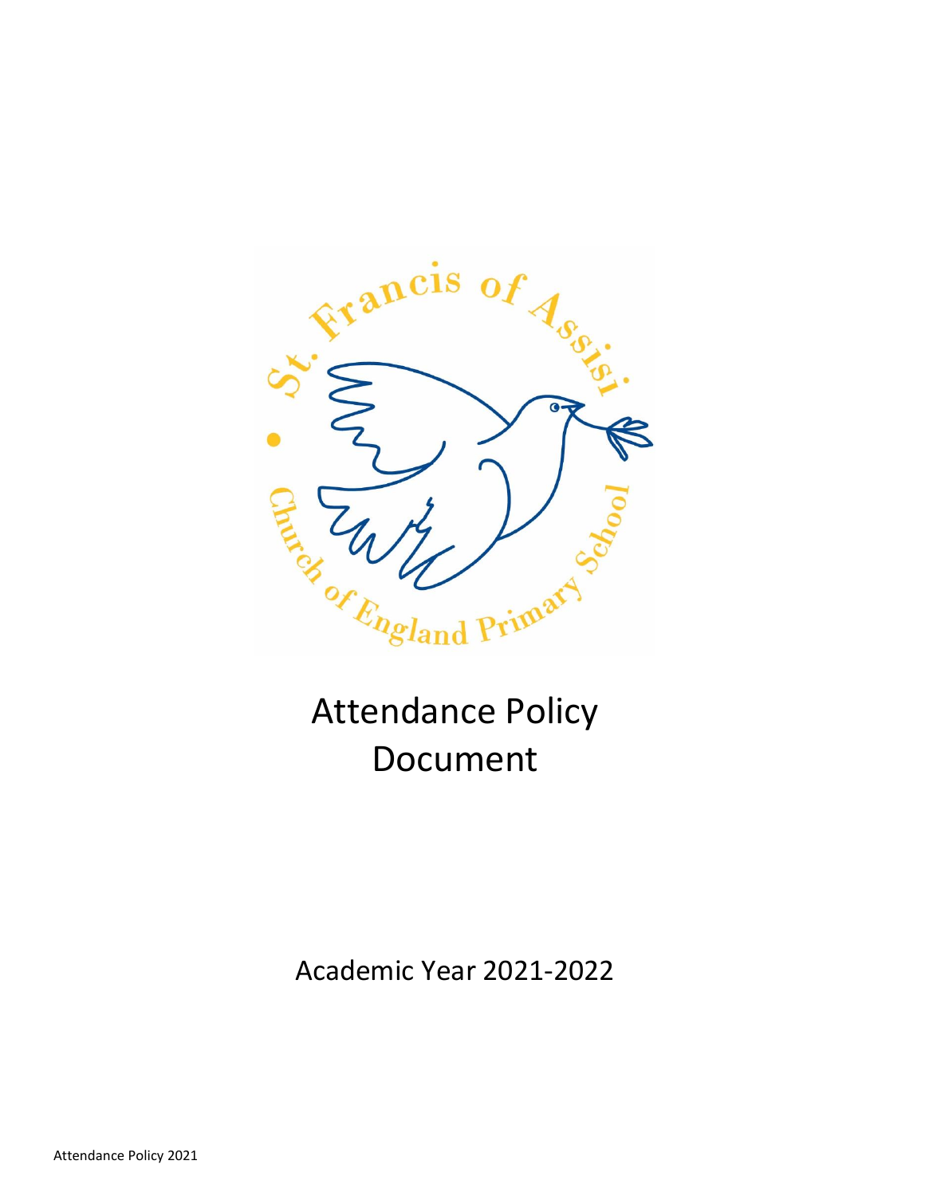# Attendance Policy Document

Academic Year 2021-2022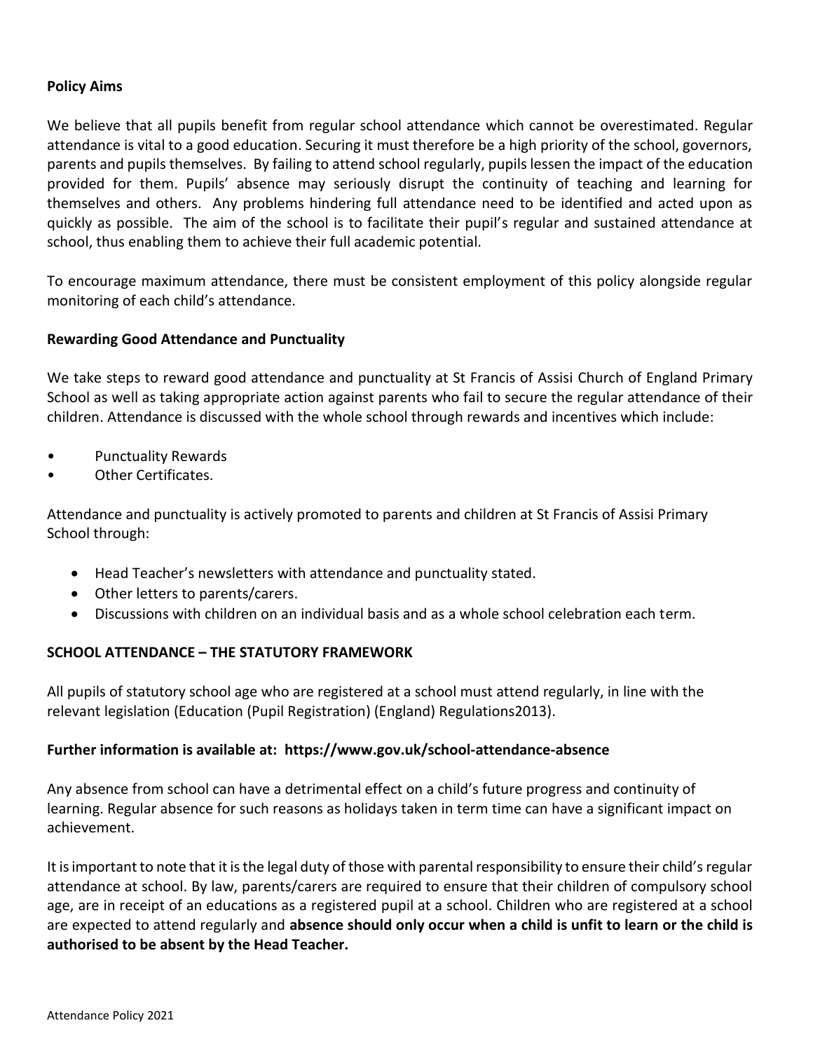**Policy Aims**

We believe that all pupils benefit from regular school attendance which cannot be overestimated. Regular attendance is vital to a good education. Securing it must therefore be a high priority of the school, governors, parents and pupils themselves. By failing to attend school regularly, pupils lessen the impact of the education provided for them. Pupils' absence may seriously disrupt the continuity of teaching and learning for themselves and others. Any problems hindering full attendance need to be identified and acted upon as quickly as possible. The aim of the school is to facilitate their pupil's regular and sustained attendance at school, thus enabling them to achieve their full academic potential.

To encourage maximum attendance, there must be consistent employment of this policy alongside regular monitoring of each child's attendance.

**Rewarding Good Attendance and Punctuality**

We take steps to reward good attendance and punctuality at St Francis of Assisi Church of England Primary School as well as taking appropriate action against parents who fail to secure the regular attendance of their children. Attendance is discussed with the whole school through rewards and incentives which include:

- Punctuality Rewards
- Other Certificates.

Attendance and punctuality is actively promoted to parents and children at St Francis of Assisi Primary School through:

- Head Teacher's newsletters with attendance and punctuality stated.
- Other letters to parents/carers.
- Discussions with children on an individual basis and as a whole school celebration each term.

**SCHOOL ATTENDANCE – THE STATUTORY FRAMEWORK**

All pupils of statutory school age who are registered at a school must attend regularly, in line with the relevant legislation (Education (Pupil Registration) (England) Regulations2013).

**Further information is available at: https://www.gov.uk/school-attendance-absence**

Any absence from school can have a detrimental effect on a child's future progress and continuity of learning. Regular absence for such reasons as holidays taken in term time can have a significant impact on achievement.

It is important to note that it is the legal duty of those with parental responsibility to ensure their child's regular attendance at school. By law, parents/carers are required to ensure that their children of compulsory school age, are in receipt of an educations as a registered pupil at a school. Children who are registered at a school are expected to attend regularly and **absence should only occur when a child is unfit to learn or the child is authorised to be absent by the Head Teacher.**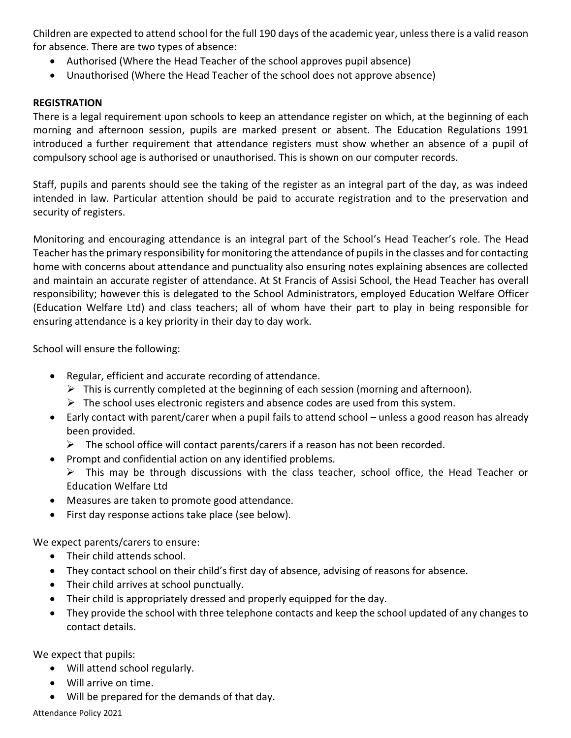Children are expected to attend school for the full 190 days of the academic year, unless there is a valid reason for absence. There are two types of absence:

- Authorised (Where the Head Teacher of the school approves pupil absence)
- Unauthorised (Where the Head Teacher of the school does not approve absence)

**REGISTRATION**

There is a legal requirement upon schools to keep an attendance register on which, at the beginning of each morning and afternoon session, pupils are marked present or absent. The Education Regulations 1991 introduced a further requirement that attendance registers must show whether an absence of a pupil of compulsory school age is authorised or unauthorised. This is shown on our computer records.

Staff, pupils and parents should see the taking of the register as an integral part of the day, as was indeed intended in law. Particular attention should be paid to accurate registration and to the preservation and security of registers.

Monitoring and encouraging attendance is an integral part of the School's Head Teacher's role. The Head Teacher has the primary responsibility for monitoring the attendance of pupils in the classes and for contacting home with concerns about attendance and punctuality also ensuring notes explaining absences are collected and maintain an accurate register of attendance. At St Francis of Assisi School, the Head Teacher has overall responsibility; however this is delegated to the School Administrators, employed Education Welfare Officer (Education Welfare Ltd) and class teachers; all of whom have their part to play in being responsible for ensuring attendance is a key priority in their day to day work.

School will ensure the following:

- Regular, efficient and accurate recording of attendance.
  - This is currently completed at the beginning of each session (morning and afternoon).
  - The school uses electronic registers and absence codes are used from this system.
- Early contact with parent/carer when a pupil fails to attend school – unless a good reason has already been provided.
  - The school office will contact parents/carers if a reason has not been recorded.
- Prompt and confidential action on any identified problems.
  - This may be through discussions with the class teacher, school office, the Head Teacher or Education Welfare Ltd
- Measures are taken to promote good attendance.
- First day response actions take place (see below).

We expect parents/carers to ensure:

- Their child attends school.
- They contact school on their child's first day of absence, advising of reasons for absence.
- Their child arrives at school punctually.
- Their child is appropriately dressed and properly equipped for the day.
- They provide the school with three telephone contacts and keep the school updated of any changes to contact details.

We expect that pupils:

- Will attend school regularly.
- Will arrive on time.
- Will be prepared for the demands of that day.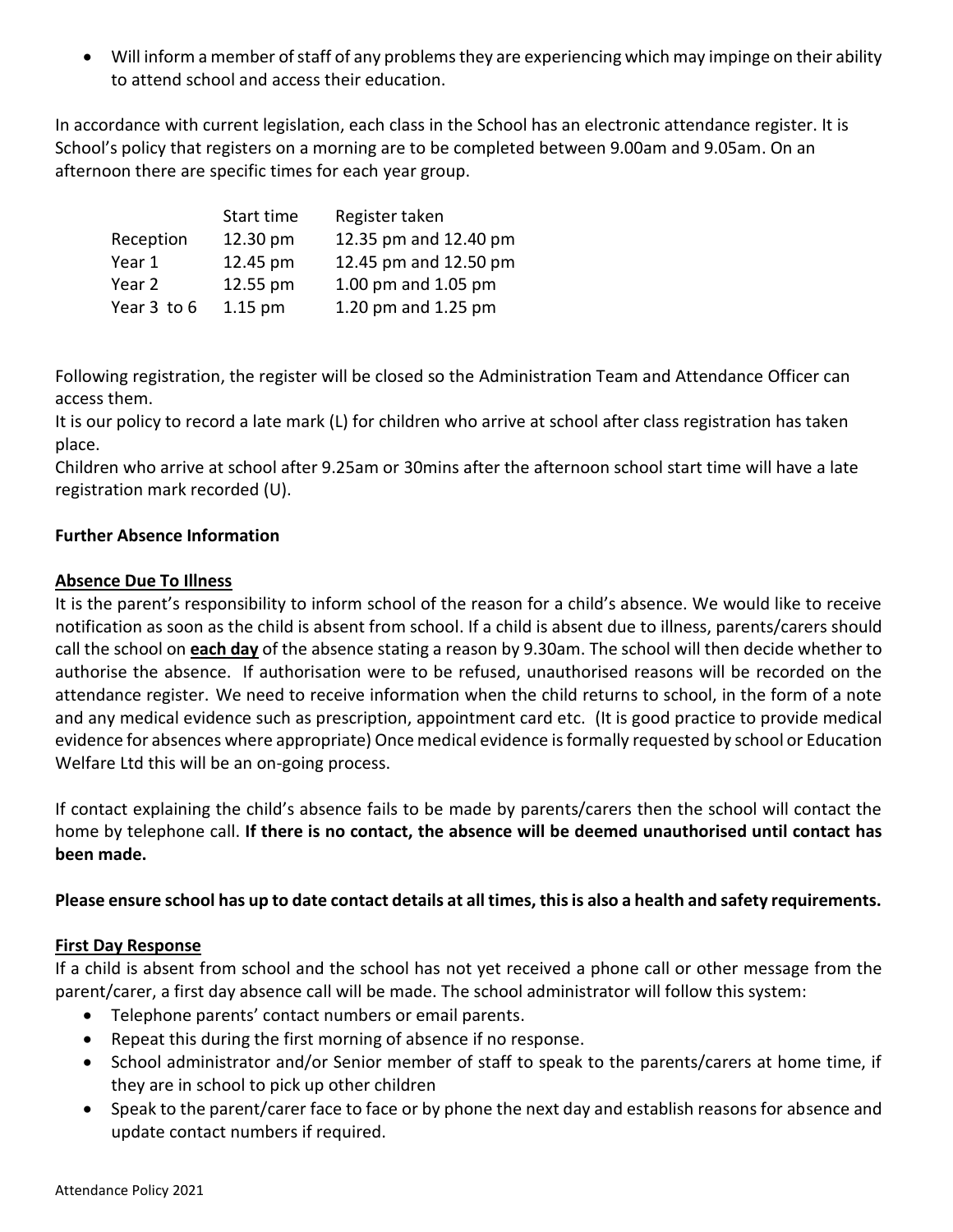- Will inform a member of staff of any problems they are experiencing which may impinge on their ability to attend school and access their education.

In accordance with current legislation, each class in the School has an electronic attendance register. It is School's policy that registers on a morning are to be completed between 9.00am and 9.05am. On an afternoon there are specific times for each year group.

| | Start time | Register taken |
|---|---|---|
| Reception | 12.30 pm | 12.35 pm and 12.40 pm |
| Year 1 | 12.45 pm | 12.45 pm and 12.50 pm |
| Year 2 | 12.55 pm | 1.00 pm and 1.05 pm |
| Year 3 to 6 | 1.15 pm | 1.20 pm and 1.25 pm |

Following registration, the register will be closed so the Administration Team and Attendance Officer can access them.

It is our policy to record a late mark (L) for children who arrive at school after class registration has taken place.

Children who arrive at school after 9.25am or 30mins after the afternoon school start time will have a late registration mark recorded (U).

**Further Absence Information**

**Absence Due To Illness**

It is the parent's responsibility to inform school of the reason for a child's absence. We would like to receive notification as soon as the child is absent from school. If a child is absent due to illness, parents/carers should call the school on **each day** of the absence stating a reason by 9.30am. The school will then decide whether to authorise the absence. If authorisation were to be refused, unauthorised reasons will be recorded on the attendance register. We need to receive information when the child returns to school, in the form of a note and any medical evidence such as prescription, appointment card etc. (It is good practice to provide medical evidence for absences where appropriate) Once medical evidence is formally requested by school or Education Welfare Ltd this will be an on-going process.

If contact explaining the child's absence fails to be made by parents/carers then the school will contact the home by telephone call. **If there is no contact, the absence will be deemed unauthorised until contact has been made.**

**Please ensure school has up to date contact details at all times, this is also a health and safety requirements.**

**First Day Response**

If a child is absent from school and the school has not yet received a phone call or other message from the parent/carer, a first day absence call will be made. The school administrator will follow this system:

- Telephone parents' contact numbers or email parents.
- Repeat this during the first morning of absence if no response.
- School administrator and/or Senior member of staff to speak to the parents/carers at home time, if they are in school to pick up other children
- Speak to the parent/carer face to face or by phone the next day and establish reasons for absence and update contact numbers if required.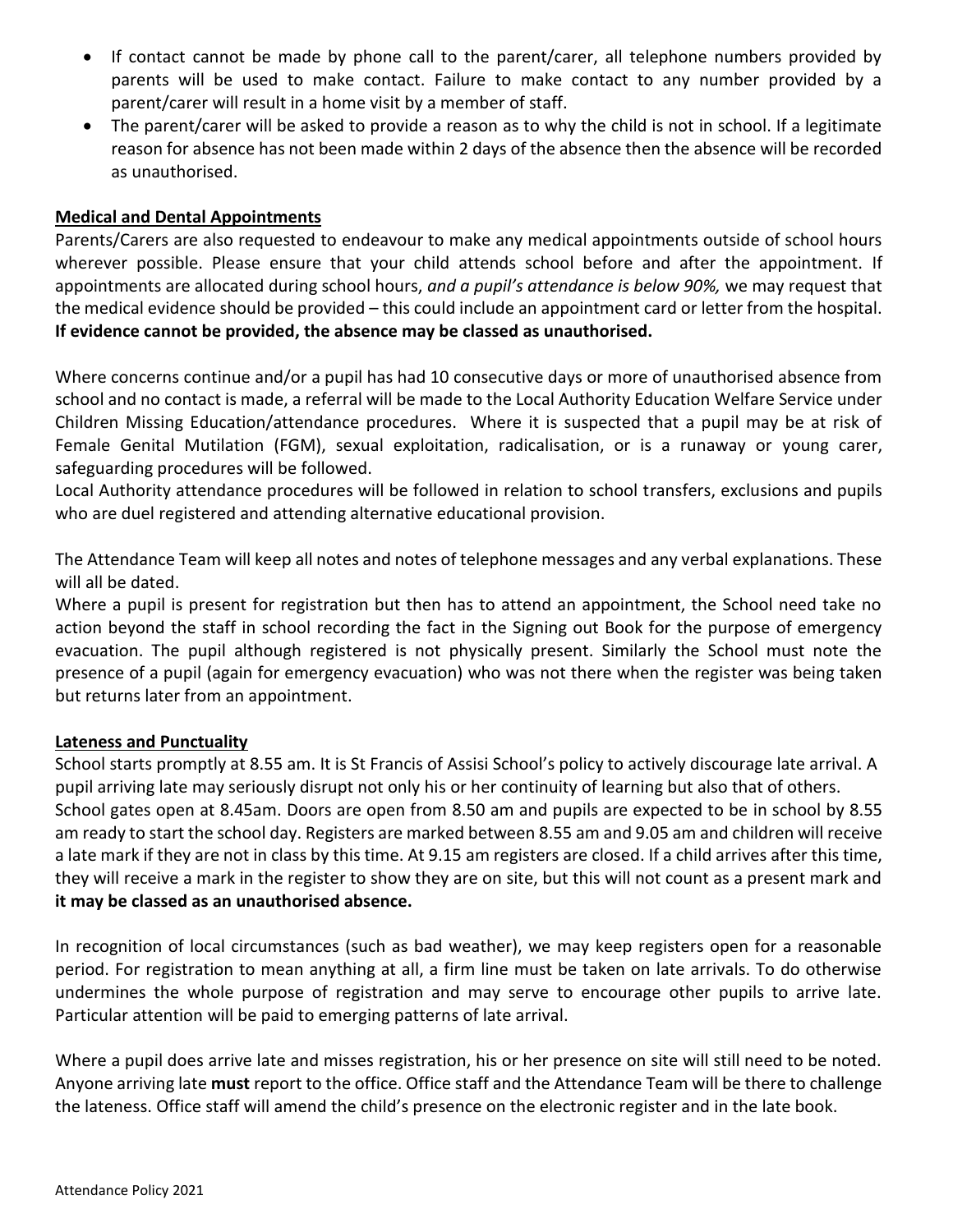- If contact cannot be made by phone call to the parent/carer, all telephone numbers provided by parents will be used to make contact. Failure to make contact to any number provided by a parent/carer will result in a home visit by a member of staff.
- The parent/carer will be asked to provide a reason as to why the child is not in school. If a legitimate reason for absence has not been made within 2 days of the absence then the absence will be recorded as unauthorised.

**Medical and Dental Appointments**

Parents/Carers are also requested to endeavour to make any medical appointments outside of school hours wherever possible. Please ensure that your child attends school before and after the appointment. If appointments are allocated during school hours, *and a pupil's attendance is below 90%,* we may request that the medical evidence should be provided – this could include an appointment card or letter from the hospital. **If evidence cannot be provided, the absence may be classed as unauthorised.**

Where concerns continue and/or a pupil has had 10 consecutive days or more of unauthorised absence from school and no contact is made, a referral will be made to the Local Authority Education Welfare Service under Children Missing Education/attendance procedures. Where it is suspected that a pupil may be at risk of Female Genital Mutilation (FGM), sexual exploitation, radicalisation, or is a runaway or young carer, safeguarding procedures will be followed.

Local Authority attendance procedures will be followed in relation to school transfers, exclusions and pupils who are duel registered and attending alternative educational provision.

The Attendance Team will keep all notes and notes of telephone messages and any verbal explanations. These will all be dated.

Where a pupil is present for registration but then has to attend an appointment, the School need take no action beyond the staff in school recording the fact in the Signing out Book for the purpose of emergency evacuation. The pupil although registered is not physically present. Similarly the School must note the presence of a pupil (again for emergency evacuation) who was not there when the register was being taken but returns later from an appointment.

**Lateness and Punctuality**

School starts promptly at 8.55 am. It is St Francis of Assisi School's policy to actively discourage late arrival. A pupil arriving late may seriously disrupt not only his or her continuity of learning but also that of others.
School gates open at 8.45am. Doors are open from 8.50 am and pupils are expected to be in school by 8.55 am ready to start the school day. Registers are marked between 8.55 am and 9.05 am and children will receive a late mark if they are not in class by this time. At 9.15 am registers are closed. If a child arrives after this time, they will receive a mark in the register to show they are on site, but this will not count as a present mark and **it may be classed as an unauthorised absence.**

In recognition of local circumstances (such as bad weather), we may keep registers open for a reasonable period. For registration to mean anything at all, a firm line must be taken on late arrivals. To do otherwise undermines the whole purpose of registration and may serve to encourage other pupils to arrive late. Particular attention will be paid to emerging patterns of late arrival.

Where a pupil does arrive late and misses registration, his or her presence on site will still need to be noted. Anyone arriving late **must** report to the office. Office staff and the Attendance Team will be there to challenge the lateness. Office staff will amend the child's presence on the electronic register and in the late book.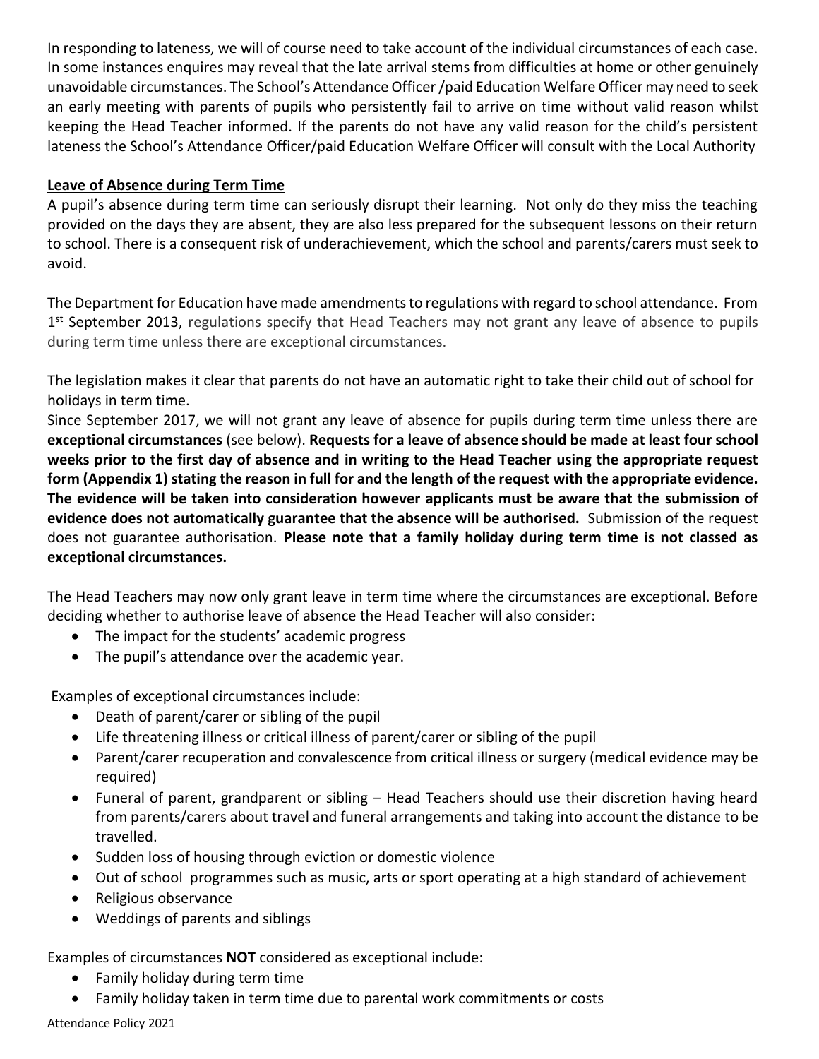In responding to lateness, we will of course need to take account of the individual circumstances of each case. In some instances enquires may reveal that the late arrival stems from difficulties at home or other genuinely unavoidable circumstances. The School's Attendance Officer /paid Education Welfare Officer may need to seek an early meeting with parents of pupils who persistently fail to arrive on time without valid reason whilst keeping the Head Teacher informed. If the parents do not have any valid reason for the child's persistent lateness the School's Attendance Officer/paid Education Welfare Officer will consult with the Local Authority

**Leave of Absence during Term Time**

A pupil's absence during term time can seriously disrupt their learning. Not only do they miss the teaching provided on the days they are absent, they are also less prepared for the subsequent lessons on their return to school. There is a consequent risk of underachievement, which the school and parents/carers must seek to avoid.

The Department for Education have made amendments to regulations with regard to school attendance. From 1st September 2013, regulations specify that Head Teachers may not grant any leave of absence to pupils during term time unless there are exceptional circumstances.

The legislation makes it clear that parents do not have an automatic right to take their child out of school for holidays in term time.

Since September 2017, we will not grant any leave of absence for pupils during term time unless there are **exceptional circumstances** (see below). **Requests for a leave of absence should be made at least four school weeks prior to the first day of absence and in writing to the Head Teacher using the appropriate request form (Appendix 1) stating the reason in full for and the length of the request with the appropriate evidence. The evidence will be taken into consideration however applicants must be aware that the submission of evidence does not automatically guarantee that the absence will be authorised.** Submission of the request does not guarantee authorisation. **Please note that a family holiday during term time is not classed as exceptional circumstances.**

The Head Teachers may now only grant leave in term time where the circumstances are exceptional. Before deciding whether to authorise leave of absence the Head Teacher will also consider:

- The impact for the students' academic progress
- The pupil's attendance over the academic year.

Examples of exceptional circumstances include:

- Death of parent/carer or sibling of the pupil
- Life threatening illness or critical illness of parent/carer or sibling of the pupil
- Parent/carer recuperation and convalescence from critical illness or surgery (medical evidence may be required)
- Funeral of parent, grandparent or sibling – Head Teachers should use their discretion having heard from parents/carers about travel and funeral arrangements and taking into account the distance to be travelled.
- Sudden loss of housing through eviction or domestic violence
- Out of school programmes such as music, arts or sport operating at a high standard of achievement
- Religious observance
- Weddings of parents and siblings

Examples of circumstances **NOT** considered as exceptional include:

- Family holiday during term time
- Family holiday taken in term time due to parental work commitments or costs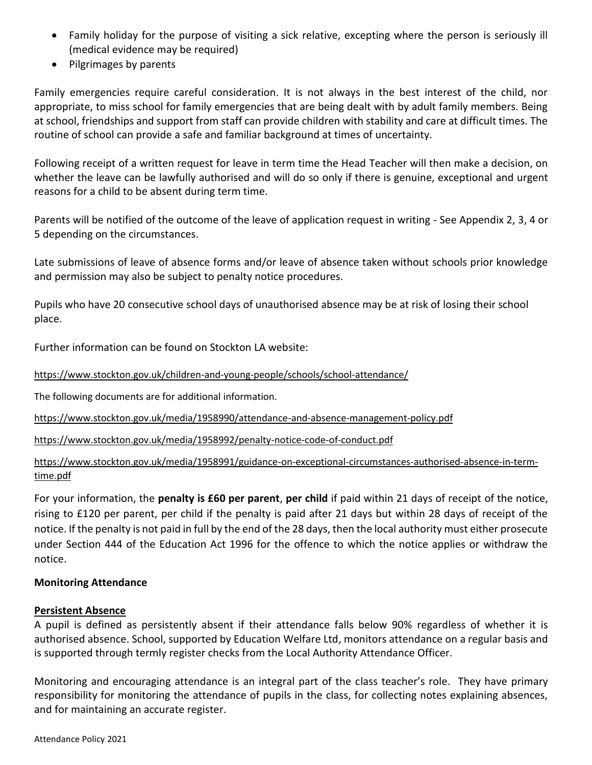- Family holiday for the purpose of visiting a sick relative, excepting where the person is seriously ill (medical evidence may be required)
- Pilgrimages by parents

Family emergencies require careful consideration. It is not always in the best interest of the child, nor appropriate, to miss school for family emergencies that are being dealt with by adult family members. Being at school, friendships and support from staff can provide children with stability and care at difficult times. The routine of school can provide a safe and familiar background at times of uncertainty.

Following receipt of a written request for leave in term time the Head Teacher will then make a decision, on whether the leave can be lawfully authorised and will do so only if there is genuine, exceptional and urgent reasons for a child to be absent during term time.

Parents will be notified of the outcome of the leave of application request in writing - See Appendix 2, 3, 4 or 5 depending on the circumstances.

Late submissions of leave of absence forms and/or leave of absence taken without schools prior knowledge and permission may also be subject to penalty notice procedures.

Pupils who have 20 consecutive school days of unauthorised absence may be at risk of losing their school place.

Further information can be found on Stockton LA website:

https://www.stockton.gov.uk/children-and-young-people/schools/school-attendance/

The following documents are for additional information.

https://www.stockton.gov.uk/media/1958990/attendance-and-absence-management-policy.pdf

https://www.stockton.gov.uk/media/1958992/penalty-notice-code-of-conduct.pdf

https://www.stockton.gov.uk/media/1958991/guidance-on-exceptional-circumstances-authorised-absence-in-term-time.pdf

For your information, the **penalty is £60 per parent**, **per child** if paid within 21 days of receipt of the notice, rising to £120 per parent, per child if the penalty is paid after 21 days but within 28 days of receipt of the notice. If the penalty is not paid in full by the end of the 28 days, then the local authority must either prosecute under Section 444 of the Education Act 1996 for the offence to which the notice applies or withdraw the notice.

**Monitoring Attendance**

**Persistent Absence**

A pupil is defined as persistently absent if their attendance falls below 90% regardless of whether it is authorised absence. School, supported by Education Welfare Ltd, monitors attendance on a regular basis and is supported through termly register checks from the Local Authority Attendance Officer.

Monitoring and encouraging attendance is an integral part of the class teacher's role. They have primary responsibility for monitoring the attendance of pupils in the class, for collecting notes explaining absences, and for maintaining an accurate register.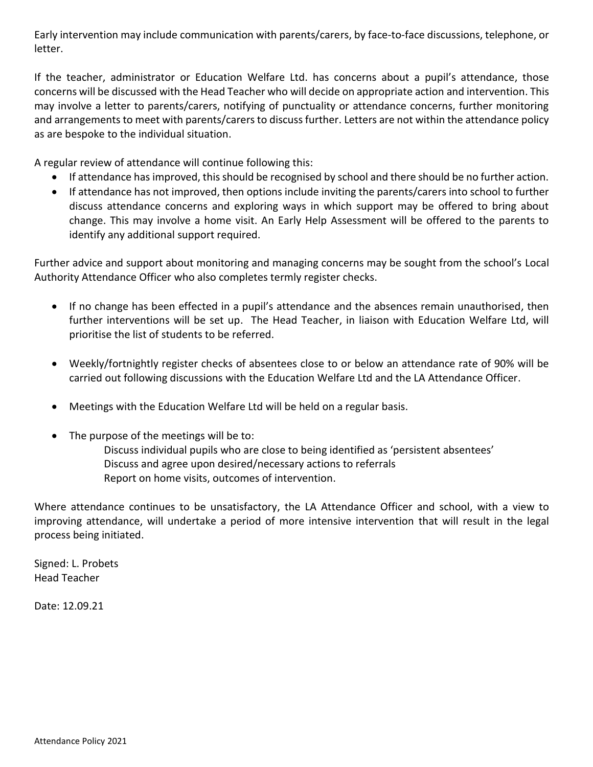Early intervention may include communication with parents/carers, by face-to-face discussions, telephone, or letter.

If the teacher, administrator or Education Welfare Ltd. has concerns about a pupil's attendance, those concerns will be discussed with the Head Teacher who will decide on appropriate action and intervention. This may involve a letter to parents/carers, notifying of punctuality or attendance concerns, further monitoring and arrangements to meet with parents/carers to discuss further. Letters are not within the attendance policy as are bespoke to the individual situation.

A regular review of attendance will continue following this:

- If attendance has improved, this should be recognised by school and there should be no further action.
- If attendance has not improved, then options include inviting the parents/carers into school to further discuss attendance concerns and exploring ways in which support may be offered to bring about change. This may involve a home visit. An Early Help Assessment will be offered to the parents to identify any additional support required.

Further advice and support about monitoring and managing concerns may be sought from the school's Local Authority Attendance Officer who also completes termly register checks.

- If no change has been effected in a pupil's attendance and the absences remain unauthorised, then further interventions will be set up. The Head Teacher, in liaison with Education Welfare Ltd, will prioritise the list of students to be referred.
- Weekly/fortnightly register checks of absentees close to or below an attendance rate of 90% will be carried out following discussions with the Education Welfare Ltd and the LA Attendance Officer.
- Meetings with the Education Welfare Ltd will be held on a regular basis.
- The purpose of the meetings will be to:
  - Discuss individual pupils who are close to being identified as 'persistent absentees'
  - Discuss and agree upon desired/necessary actions to referrals
  - Report on home visits, outcomes of intervention.

Where attendance continues to be unsatisfactory, the LA Attendance Officer and school, with a view to improving attendance, will undertake a period of more intensive intervention that will result in the legal process being initiated.

Signed: L. Probets
Head Teacher

Date: 12.09.21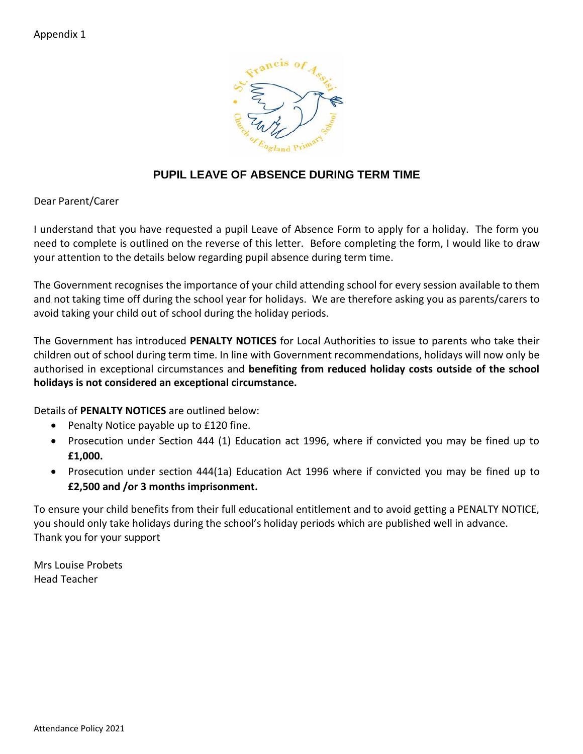Appendix 1

## PUPIL LEAVE OF ABSENCE DURING TERM TIME

Dear Parent/Carer

I understand that you have requested a pupil Leave of Absence Form to apply for a holiday. The form you need to complete is outlined on the reverse of this letter. Before completing the form, I would like to draw your attention to the details below regarding pupil absence during term time.

The Government recognises the importance of your child attending school for every session available to them and not taking time off during the school year for holidays. We are therefore asking you as parents/carers to avoid taking your child out of school during the holiday periods.

The Government has introduced **PENALTY NOTICES** for Local Authorities to issue to parents who take their children out of school during term time. In line with Government recommendations, holidays will now only be authorised in exceptional circumstances and **benefiting from reduced holiday costs outside of the school holidays is not considered an exceptional circumstance.**

Details of **PENALTY NOTICES** are outlined below:

- Penalty Notice payable up to £120 fine.
- Prosecution under Section 444 (1) Education act 1996, where if convicted you may be fined up to **£1,000.**
- Prosecution under section 444(1a) Education Act 1996 where if convicted you may be fined up to **£2,500 and /or 3 months imprisonment.**

To ensure your child benefits from their full educational entitlement and to avoid getting a PENALTY NOTICE, you should only take holidays during the school's holiday periods which are published well in advance.
Thank you for your support

Mrs Louise Probets
Head Teacher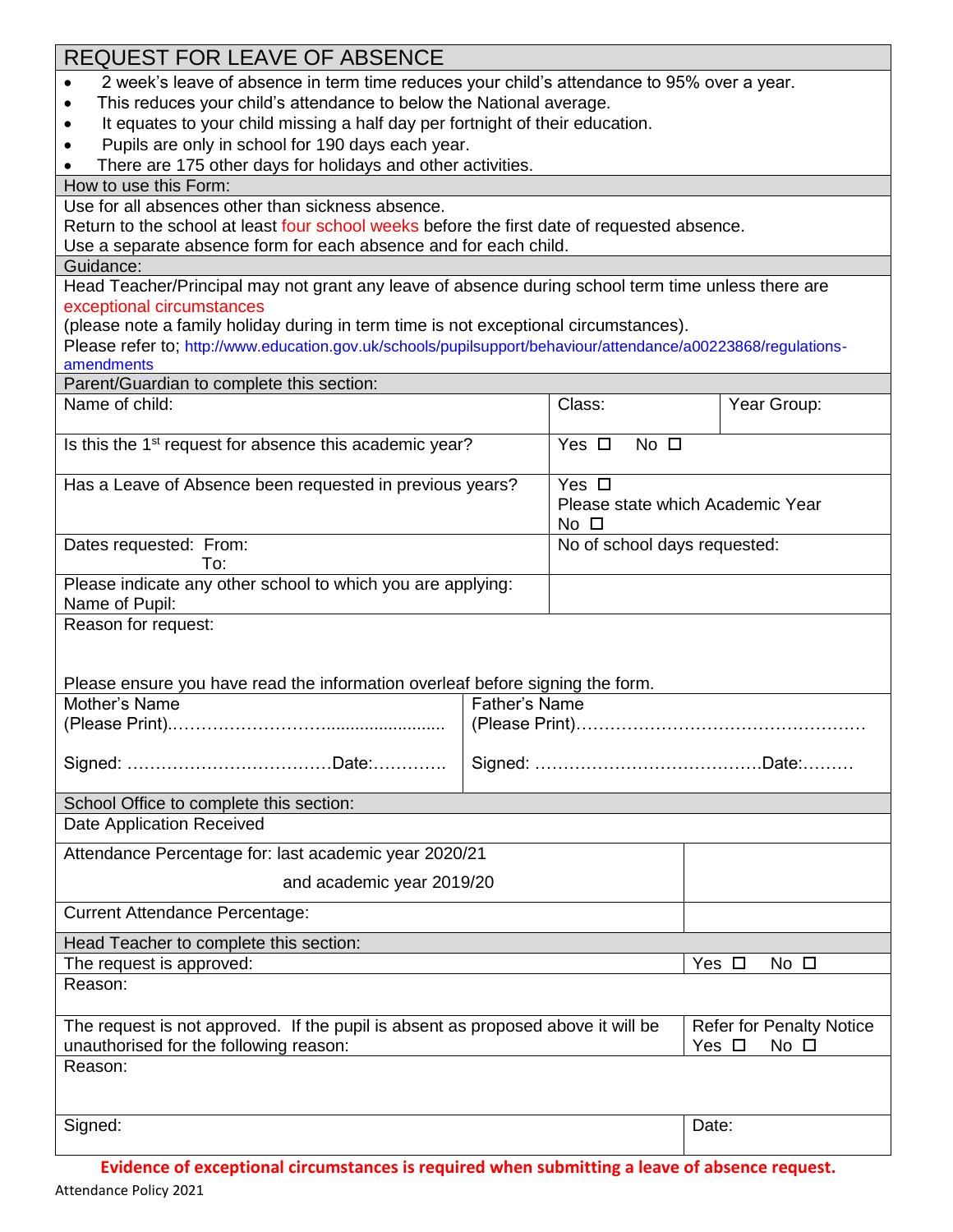# REQUEST FOR LEAVE OF ABSENCE

- 2 week's leave of absence in term time reduces your child's attendance to 95% over a year.
- This reduces your child's attendance to below the National average.
- It equates to your child missing a half day per fortnight of their education.
- Pupils are only in school for 190 days each year.
- There are 175 other days for holidays and other activities.

## How to use this Form:

Use for all absences other than sickness absence.
Return to the school at least four school weeks before the first date of requested absence.
Use a separate absence form for each absence and for each child.

## Guidance:

Head Teacher/Principal may not grant any leave of absence during school term time unless there are exceptional circumstances
(please note a family holiday during in term time is not exceptional circumstances).
Please refer to; http://www.education.gov.uk/schools/pupilsupport/behaviour/attendance/a00223868/regulations-amendments

## Parent/Guardian to complete this section:

| | | |
|---|---|---|
| Name of child: | Class: | Year Group: |
| Is this the 1st request for absence this academic year? | Yes ☐ No ☐ | |
| Has a Leave of Absence been requested in previous years? | Yes ☐ Please state which Academic Year No ☐ | |
| Dates requested: From: To: | No of school days requested: | |
| Please indicate any other school to which you are applying: Name of Pupil: | | |

Reason for request:

Please ensure you have read the information overleaf before signing the form.

| Mother's Name | Father's Name |
|---|---|
| (Please Print)…………………………...................... | (Please Print)…………………………………………… |
| Signed: ………………………………Date:…………. | Signed: …………………………………Date:……… |

## School Office to complete this section:

| | |
|---|---|
| Date Application Received | |
| Attendance Percentage for: last academic year 2020/21 and academic year 2019/20 | |
| Current Attendance Percentage: | |

## Head Teacher to complete this section:

| | |
|---|---|
| The request is approved: | Yes ☐ No ☐ |
| Reason: | |
| The request is not approved. If the pupil is absent as proposed above it will be unauthorised for the following reason: | Refer for Penalty Notice Yes ☐ No ☐ |
| Reason: | |
| Signed: | Date: |

**Evidence of exceptional circumstances is required when submitting a leave of absence request.**

Attendance Policy 2021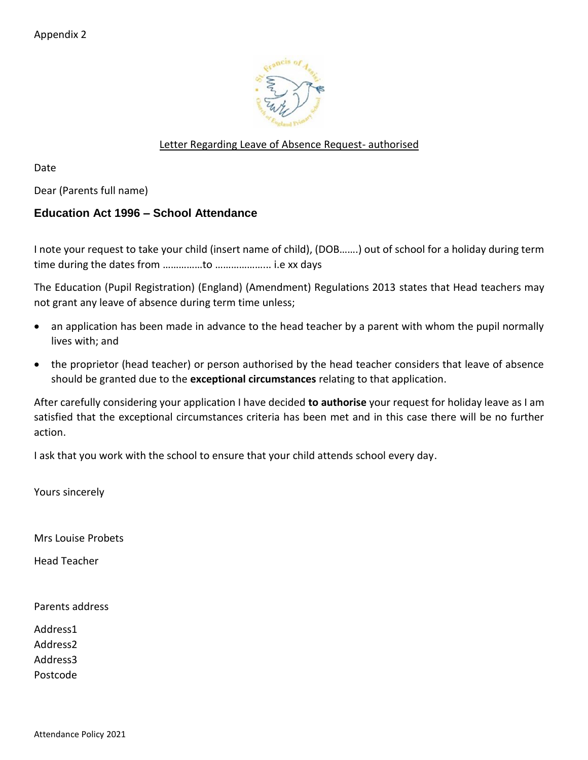Appendix 2

Letter Regarding Leave of Absence Request- authorised

Date

Dear (Parents full name)

## Education Act 1996 – School Attendance

I note your request to take your child (insert name of child), (DOB…….) out of school for a holiday during term time during the dates from ……………to ………………... i.e xx days

The Education (Pupil Registration) (England) (Amendment) Regulations 2013 states that Head teachers may not grant any leave of absence during term time unless;

- an application has been made in advance to the head teacher by a parent with whom the pupil normally lives with; and
- the proprietor (head teacher) or person authorised by the head teacher considers that leave of absence should be granted due to the **exceptional circumstances** relating to that application.

After carefully considering your application I have decided **to authorise** your request for holiday leave as I am satisfied that the exceptional circumstances criteria has been met and in this case there will be no further action.

I ask that you work with the school to ensure that your child attends school every day.

Yours sincerely

Mrs Louise Probets

Head Teacher

Parents address

Address1
Address2
Address3
Postcode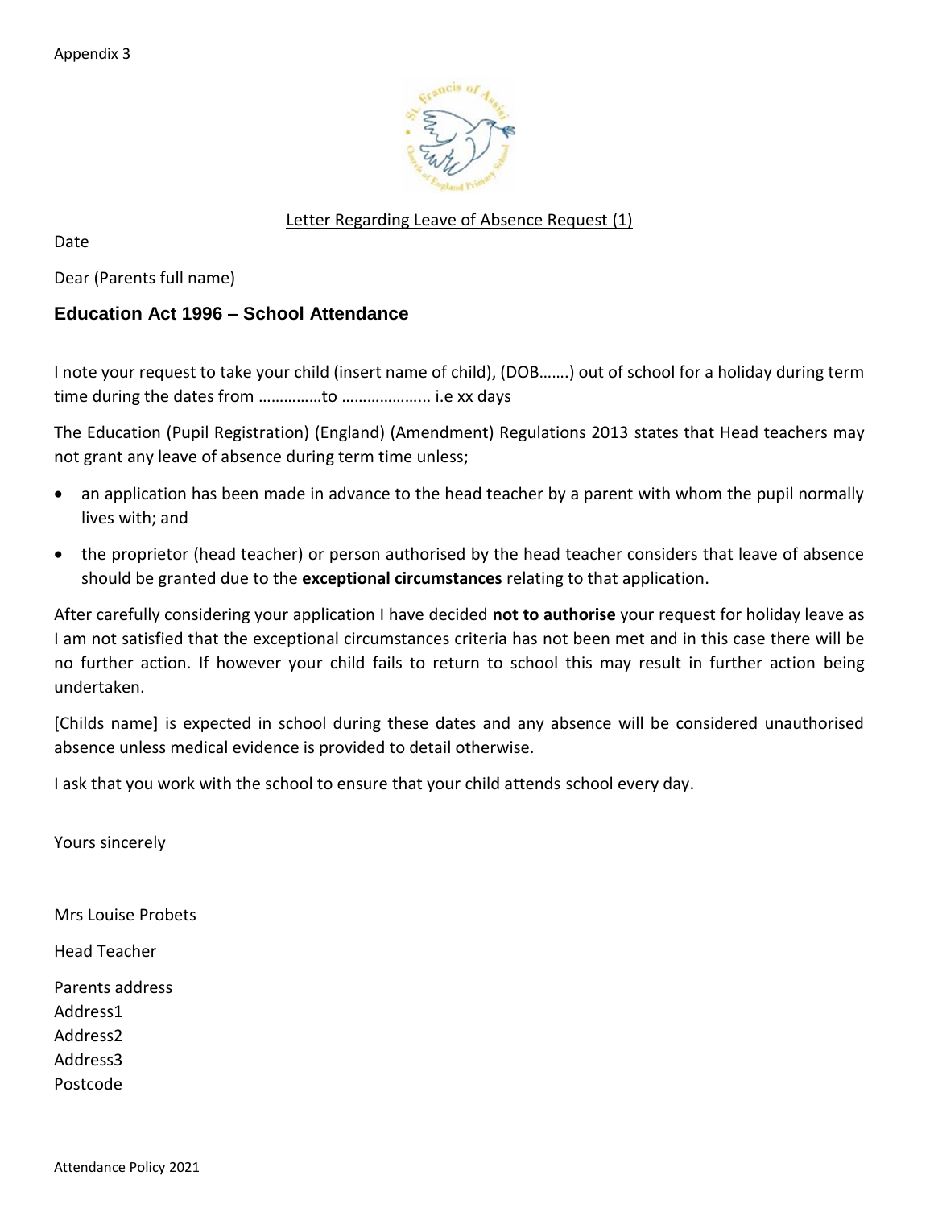Appendix 3

Letter Regarding Leave of Absence Request (1)

Date

Dear (Parents full name)

## Education Act 1996 – School Attendance

I note your request to take your child (insert name of child), (DOB…….) out of school for a holiday during term time during the dates from ……………to ……………….. i.e xx days

The Education (Pupil Registration) (England) (Amendment) Regulations 2013 states that Head teachers may not grant any leave of absence during term time unless;

- an application has been made in advance to the head teacher by a parent with whom the pupil normally lives with; and
- the proprietor (head teacher) or person authorised by the head teacher considers that leave of absence should be granted due to the **exceptional circumstances** relating to that application.

After carefully considering your application I have decided **not to authorise** your request for holiday leave as I am not satisfied that the exceptional circumstances criteria has not been met and in this case there will be no further action. If however your child fails to return to school this may result in further action being undertaken.

[Childs name] is expected in school during these dates and any absence will be considered unauthorised absence unless medical evidence is provided to detail otherwise.

I ask that you work with the school to ensure that your child attends school every day.

Yours sincerely

Mrs Louise Probets

Head Teacher

Parents address
Address1
Address2
Address3
Postcode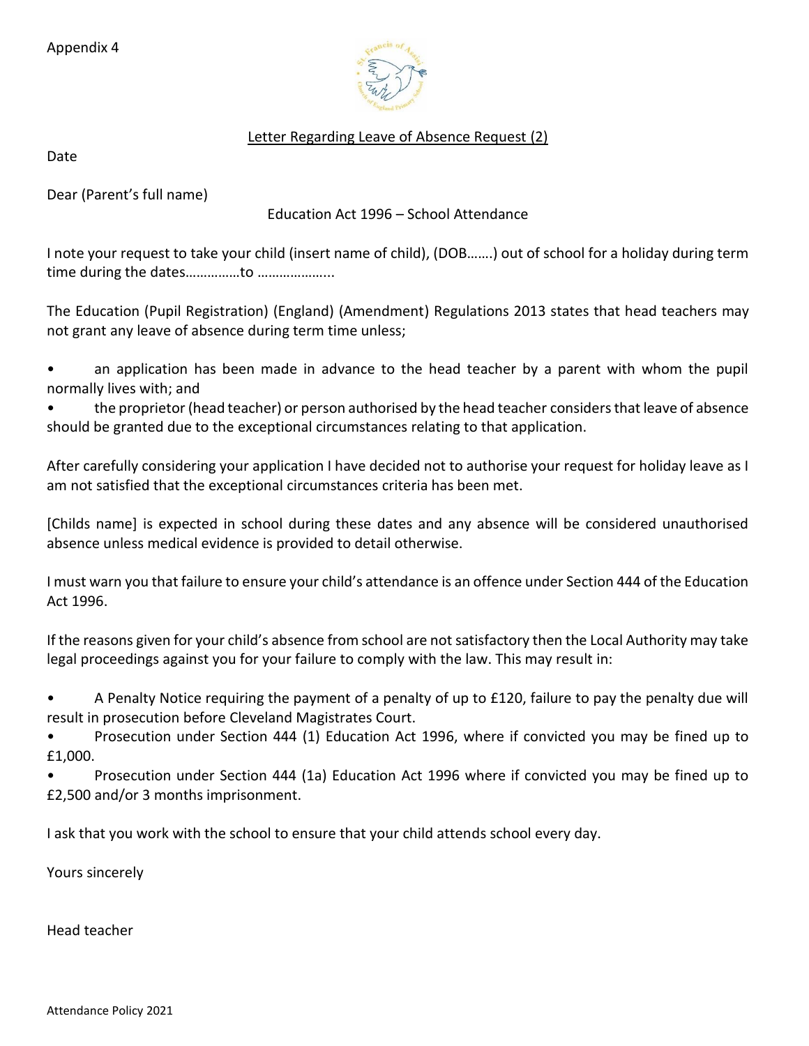Appendix 4

<u>Letter Regarding Leave of Absence Request (2)</u>

Date

Dear (Parent's full name)

Education Act 1996 – School Attendance

I note your request to take your child (insert name of child), (DOB…….) out of school for a holiday during term time during the dates……………to ………………...

The Education (Pupil Registration) (England) (Amendment) Regulations 2013 states that head teachers may not grant any leave of absence during term time unless;

- an application has been made in advance to the head teacher by a parent with whom the pupil normally lives with; and
- the proprietor (head teacher) or person authorised by the head teacher considers that leave of absence should be granted due to the exceptional circumstances relating to that application.

After carefully considering your application I have decided not to authorise your request for holiday leave as I am not satisfied that the exceptional circumstances criteria has been met.

[Childs name] is expected in school during these dates and any absence will be considered unauthorised absence unless medical evidence is provided to detail otherwise.

I must warn you that failure to ensure your child's attendance is an offence under Section 444 of the Education Act 1996.

If the reasons given for your child's absence from school are not satisfactory then the Local Authority may take legal proceedings against you for your failure to comply with the law. This may result in:

- A Penalty Notice requiring the payment of a penalty of up to £120, failure to pay the penalty due will result in prosecution before Cleveland Magistrates Court.
- Prosecution under Section 444 (1) Education Act 1996, where if convicted you may be fined up to £1,000.
- Prosecution under Section 444 (1a) Education Act 1996 where if convicted you may be fined up to £2,500 and/or 3 months imprisonment.

I ask that you work with the school to ensure that your child attends school every day.

Yours sincerely

Head teacher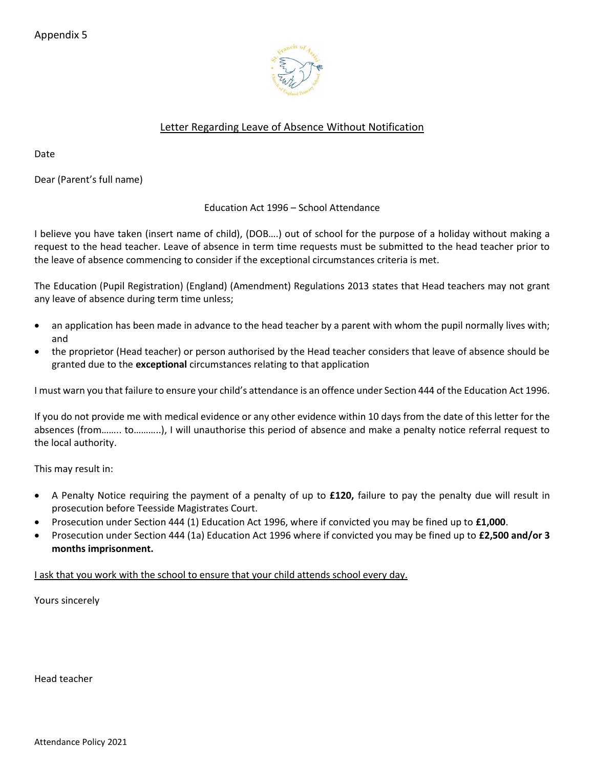Appendix 5

## Letter Regarding Leave of Absence Without Notification

Date

Dear (Parent's full name)

Education Act 1996 – School Attendance

I believe you have taken (insert name of child), (DOB….) out of school for the purpose of a holiday without making a request to the head teacher. Leave of absence in term time requests must be submitted to the head teacher prior to the leave of absence commencing to consider if the exceptional circumstances criteria is met.

The Education (Pupil Registration) (England) (Amendment) Regulations 2013 states that Head teachers may not grant any leave of absence during term time unless;

- an application has been made in advance to the head teacher by a parent with whom the pupil normally lives with; and
- the proprietor (Head teacher) or person authorised by the Head teacher considers that leave of absence should be granted due to the **exceptional** circumstances relating to that application

I must warn you that failure to ensure your child's attendance is an offence under Section 444 of the Education Act 1996.

If you do not provide me with medical evidence or any other evidence within 10 days from the date of this letter for the absences (from…….. to………..), I will unauthorise this period of absence and make a penalty notice referral request to the local authority.

This may result in:

- A Penalty Notice requiring the payment of a penalty of up to **£120,** failure to pay the penalty due will result in prosecution before Teesside Magistrates Court.
- Prosecution under Section 444 (1) Education Act 1996, where if convicted you may be fined up to **£1,000**.
- Prosecution under Section 444 (1a) Education Act 1996 where if convicted you may be fined up to **£2,500 and/or 3 months imprisonment.**

<u>I ask that you work with the school to ensure that your child attends school every day.</u>

Yours sincerely

Head teacher